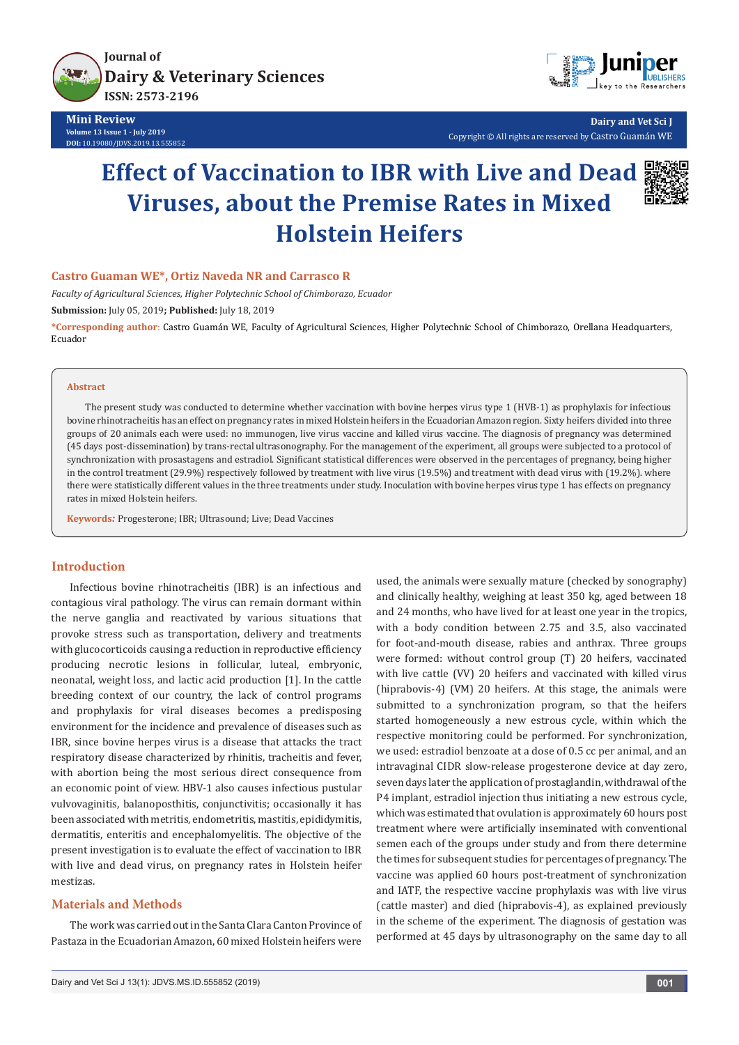Journal of
Dairy & Veterinary Sciences
ISSN: 2573-2196

**Mini Review**
Volume 13 Issue 1 - July 2019
DOI: 10.19080/JDVS.2019.13.555852

Dairy and Vet Sci J
Copyright © All rights are reserved by Castro Guamán WE

# Effect of Vaccination to IBR with Live and Dead Viruses, about the Premise Rates in Mixed Holstein Heifers

**Castro Guaman WE\*, Ortiz Naveda NR and Carrasco R**

*Faculty of Agricultural Sciences, Higher Polytechnic School of Chimborazo, Ecuador*

**Submission:** July 05, 2019**; Published:** July 18, 2019

**\*Corresponding author:** Castro Guamán WE, Faculty of Agricultural Sciences, Higher Polytechnic School of Chimborazo, Orellana Headquarters, Ecuador

## Abstract

The present study was conducted to determine whether vaccination with bovine herpes virus type 1 (HVB-1) as prophylaxis for infectious bovine rhinotracheitis has an effect on pregnancy rates in mixed Holstein heifers in the Ecuadorian Amazon region. Sixty heifers divided into three groups of 20 animals each were used: no immunogen, live virus vaccine and killed virus vaccine. The diagnosis of pregnancy was determined (45 days post-dissemination) by trans-rectal ultrasonography. For the management of the experiment, all groups were subjected to a protocol of synchronization with prosastagens and estradiol. Significant statistical differences were observed in the percentages of pregnancy, being higher in the control treatment (29.9%) respectively followed by treatment with live virus (19.5%) and treatment with dead virus with (19.2%). where there were statistically different values in the three treatments under study. Inoculation with bovine herpes virus type 1 has effects on pregnancy rates in mixed Holstein heifers.

**Keywords:** Progesterone; IBR; Ultrasound; Live; Dead Vaccines

## Introduction

Infectious bovine rhinotracheitis (IBR) is an infectious and contagious viral pathology. The virus can remain dormant within the nerve ganglia and reactivated by various situations that provoke stress such as transportation, delivery and treatments with glucocorticoids causing a reduction in reproductive efficiency producing necrotic lesions in follicular, luteal, embryonic, neonatal, weight loss, and lactic acid production [1]. In the cattle breeding context of our country, the lack of control programs and prophylaxis for viral diseases becomes a predisposing environment for the incidence and prevalence of diseases such as IBR, since bovine herpes virus is a disease that attacks the tract respiratory disease characterized by rhinitis, tracheitis and fever, with abortion being the most serious direct consequence from an economic point of view. HBV-1 also causes infectious pustular vulvovaginitis, balanoposthitis, conjunctivitis; occasionally it has been associated with metritis, endometritis, mastitis, epididymitis, dermatitis, enteritis and encephalomyelitis. The objective of the present investigation is to evaluate the effect of vaccination to IBR with live and dead virus, on pregnancy rates in Holstein heifer mestizas.

## Materials and Methods

The work was carried out in the Santa Clara Canton Province of Pastaza in the Ecuadorian Amazon, 60 mixed Holstein heifers were used, the animals were sexually mature (checked by sonography) and clinically healthy, weighing at least 350 kg, aged between 18 and 24 months, who have lived for at least one year in the tropics, with a body condition between 2.75 and 3.5, also vaccinated for foot-and-mouth disease, rabies and anthrax. Three groups were formed: without control group (T) 20 heifers, vaccinated with live cattle (VV) 20 heifers and vaccinated with killed virus (hiprabovis-4) (VM) 20 heifers. At this stage, the animals were submitted to a synchronization program, so that the heifers started homogeneously a new estrous cycle, within which the respective monitoring could be performed. For synchronization, we used: estradiol benzoate at a dose of 0.5 cc per animal, and an intravaginal CIDR slow-release progesterone device at day zero, seven days later the application of prostaglandin, withdrawal of the P4 implant, estradiol injection thus initiating a new estrous cycle, which was estimated that ovulation is approximately 60 hours post treatment where were artificially inseminated with conventional semen each of the groups under study and from there determine the times for subsequent studies for percentages of pregnancy. The vaccine was applied 60 hours post-treatment of synchronization and IATF, the respective vaccine prophylaxis was with live virus (cattle master) and died (hiprabovis-4), as explained previously in the scheme of the experiment. The diagnosis of gestation was performed at 45 days by ultrasonography on the same day to all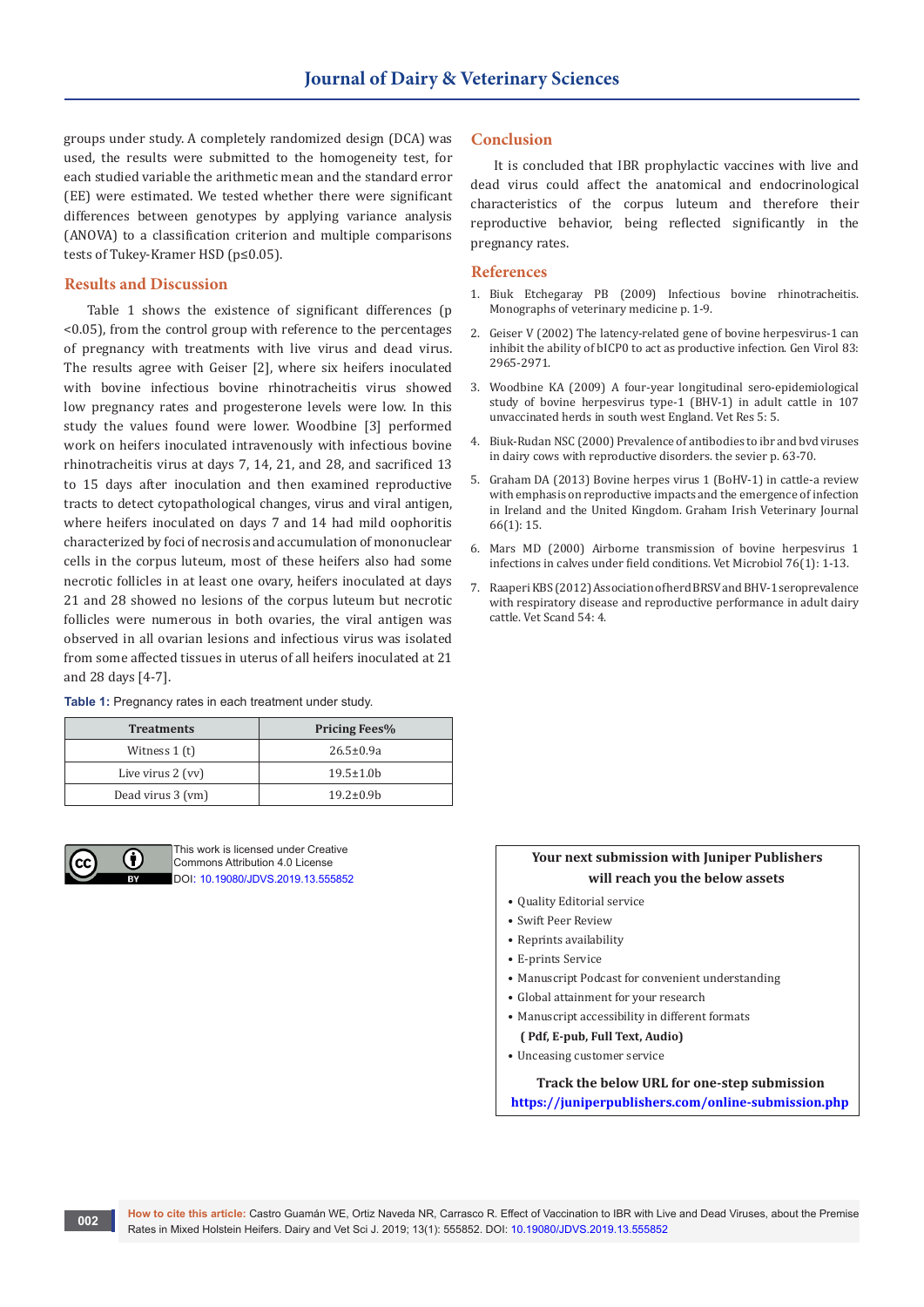groups under study. A completely randomized design (DCA) was used, the results were submitted to the homogeneity test, for each studied variable the arithmetic mean and the standard error (EE) were estimated. We tested whether there were significant differences between genotypes by applying variance analysis (ANOVA) to a classification criterion and multiple comparisons tests of Tukey-Kramer HSD ($p \leq 0.05$).

## Results and Discussion

Table 1 shows the existence of significant differences ($p < 0.05$), from the control group with reference to the percentages of pregnancy with treatments with live virus and dead virus. The results agree with Geiser [2], where six heifers inoculated with bovine infectious bovine rhinotracheitis virus showed low pregnancy rates and progesterone levels were low. In this study the values found were lower. Woodbine [3] performed work on heifers inoculated intravenously with infectious bovine rhinotracheitis virus at days 7, 14, 21, and 28, and sacrificed 13 to 15 days after inoculation and then examined reproductive tracts to detect cytopathological changes, virus and viral antigen, where heifers inoculated on days 7 and 14 had mild oophoritis characterized by foci of necrosis and accumulation of mononuclear cells in the corpus luteum, most of these heifers also had some necrotic follicles in at least one ovary, heifers inoculated at days 21 and 28 showed no lesions of the corpus luteum but necrotic follicles were numerous in both ovaries, the viral antigen was observed in all ovarian lesions and infectious virus was isolated from some affected tissues in uterus of all heifers inoculated at 21 and 28 days [4-7].

**Table 1:** Pregnancy rates in each treatment under study.

| Treatments | Pricing Fees% |
|---|---|
| Witness 1 (t) | 26.5±0.9a |
| Live virus 2 (vv) | 19.5±1.0b |
| Dead virus 3 (vm) | 19.2±0.9b |

## Conclusion

It is concluded that IBR prophylactic vaccines with live and dead virus could affect the anatomical and endocrinological characteristics of the corpus luteum and therefore their reproductive behavior, being reflected significantly in the pregnancy rates.

## References

1. Biuk Etchegaray PB (2009) Infectious bovine rhinotracheitis. Monographs of veterinary medicine p. 1-9.
2. Geiser V (2002) The latency-related gene of bovine herpesvirus-1 can inhibit the ability of bICP0 to act as productive infection. Gen Virol 83: 2965-2971.
3. Woodbine KA (2009) A four-year longitudinal sero-epidemiological study of bovine herpesvirus type-1 (BHV-1) in adult cattle in 107 unvaccinated herds in south west England. Vet Res 5: 5.
4. Biuk-Rudan NSC (2000) Prevalence of antibodies to ibr and bvd viruses in dairy cows with reproductive disorders. the sevier p. 63-70.
5. Graham DA (2013) Bovine herpes virus 1 (BoHV-1) in cattle-a review with emphasis on reproductive impacts and the emergence of infection in Ireland and the United Kingdom. Graham Irish Veterinary Journal 66(1): 15.
6. Mars MD (2000) Airborne transmission of bovine herpesvirus 1 infections in calves under field conditions. Vet Microbiol 76(1): 1-13.
7. Raaperi KBS (2012) Association of herd BRSV and BHV-1 seroprevalence with respiratory disease and reproductive performance in adult dairy cattle. Vet Scand 54: 4.

This work is licensed under Creative Commons Attribution 4.0 License
DOI: 10.19080/JDVS.2019.13.555852

**Your next submission with Juniper Publishers will reach you the below assets**

- Quality Editorial service
- Swift Peer Review
- Reprints availability
- E-prints Service
- Manuscript Podcast for convenient understanding
- Global attainment for your research
- Manuscript accessibility in different formats
  **( Pdf, E-pub, Full Text, Audio)**
- Unceasing customer service

**Track the below URL for one-step submission**
**https://juniperpublishers.com/online-submission.php**

**How to cite this article:** Castro Guamán WE, Ortiz Naveda NR, Carrasco R. Effect of Vaccination to IBR with Live and Dead Viruses, about the Premise Rates in Mixed Holstein Heifers. Dairy and Vet Sci J. 2019; 13(1): 555852. DOI: 10.19080/JDVS.2019.13.555852